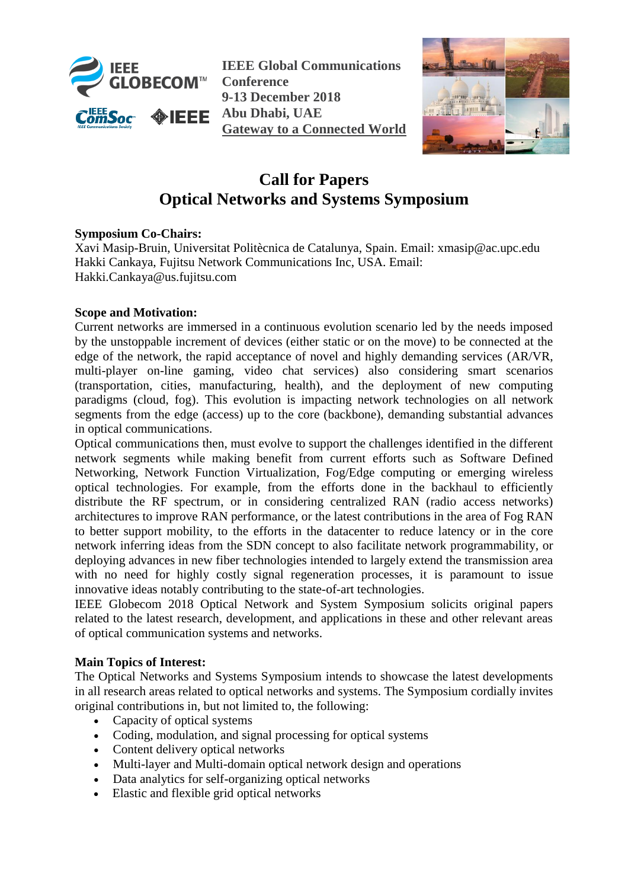**IEEE Global Communications Conference**
**9-13 December 2018**
**Abu Dhabi, UAE**
**Gateway to a Connected World**

# Call for Papers
# Optical Networks and Systems Symposium

**Symposium Co-Chairs:**
Xavi Masip-Bruin, Universitat Politècnica de Catalunya, Spain. Email: xmasip@ac.upc.edu
Hakki Cankaya, Fujitsu Network Communications Inc, USA. Email: Hakki.Cankaya@us.fujitsu.com

**Scope and Motivation:**
Current networks are immersed in a continuous evolution scenario led by the needs imposed by the unstoppable increment of devices (either static or on the move) to be connected at the edge of the network, the rapid acceptance of novel and highly demanding services (AR/VR, multi-player on-line gaming, video chat services) also considering smart scenarios (transportation, cities, manufacturing, health), and the deployment of new computing paradigms (cloud, fog). This evolution is impacting network technologies on all network segments from the edge (access) up to the core (backbone), demanding substantial advances in optical communications.
Optical communications then, must evolve to support the challenges identified in the different network segments while making benefit from current efforts such as Software Defined Networking, Network Function Virtualization, Fog/Edge computing or emerging wireless optical technologies. For example, from the efforts done in the backhaul to efficiently distribute the RF spectrum, or in considering centralized RAN (radio access networks) architectures to improve RAN performance, or the latest contributions in the area of Fog RAN to better support mobility, to the efforts in the datacenter to reduce latency or in the core network inferring ideas from the SDN concept to also facilitate network programmability, or deploying advances in new fiber technologies intended to largely extend the transmission area with no need for highly costly signal regeneration processes, it is paramount to issue innovative ideas notably contributing to the state-of-art technologies.
IEEE Globecom 2018 Optical Network and System Symposium solicits original papers related to the latest research, development, and applications in these and other relevant areas of optical communication systems and networks.

**Main Topics of Interest:**
The Optical Networks and Systems Symposium intends to showcase the latest developments in all research areas related to optical networks and systems. The Symposium cordially invites original contributions in, but not limited to, the following:

- Capacity of optical systems
- Coding, modulation, and signal processing for optical systems
- Content delivery optical networks
- Multi-layer and Multi-domain optical network design and operations
- Data analytics for self-organizing optical networks
- Elastic and flexible grid optical networks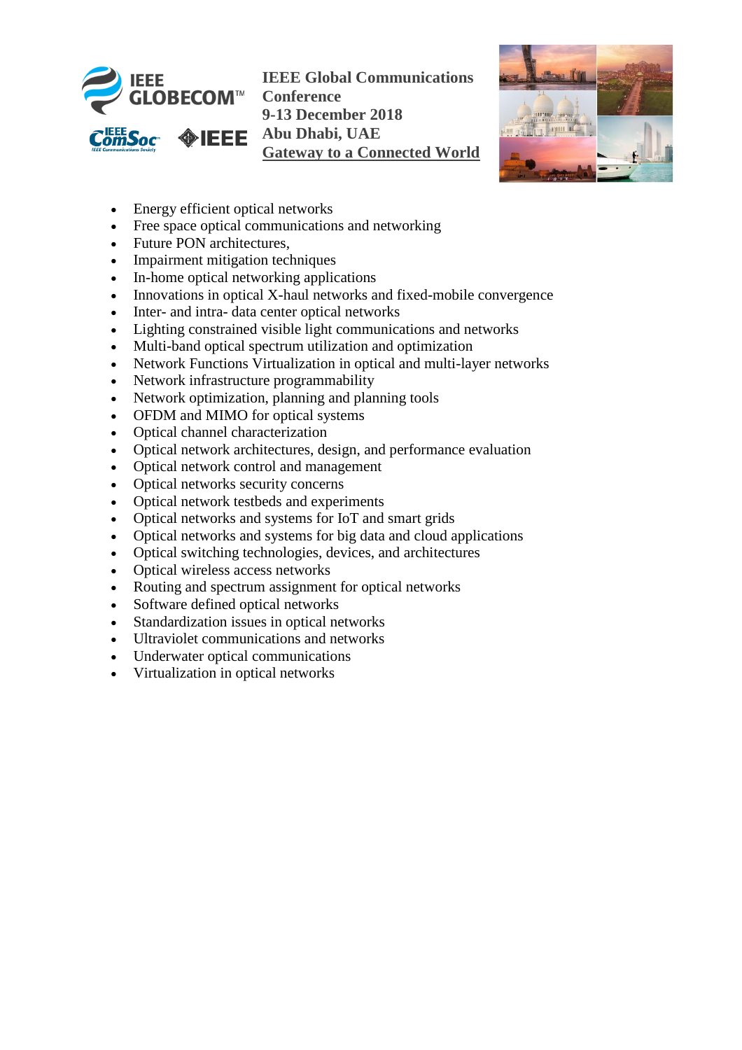- Energy efficient optical networks
- Free space optical communications and networking
- Future PON architectures,
- Impairment mitigation techniques
- In-home optical networking applications
- Innovations in optical X-haul networks and fixed-mobile convergence
- Inter- and intra- data center optical networks
- Lighting constrained visible light communications and networks
- Multi-band optical spectrum utilization and optimization
- Network Functions Virtualization in optical and multi-layer networks
- Network infrastructure programmability
- Network optimization, planning and planning tools
- OFDM and MIMO for optical systems
- Optical channel characterization
- Optical network architectures, design, and performance evaluation
- Optical network control and management
- Optical networks security concerns
- Optical network testbeds and experiments
- Optical networks and systems for IoT and smart grids
- Optical networks and systems for big data and cloud applications
- Optical switching technologies, devices, and architectures
- Optical wireless access networks
- Routing and spectrum assignment for optical networks
- Software defined optical networks
- Standardization issues in optical networks
- Ultraviolet communications and networks
- Underwater optical communications
- Virtualization in optical networks